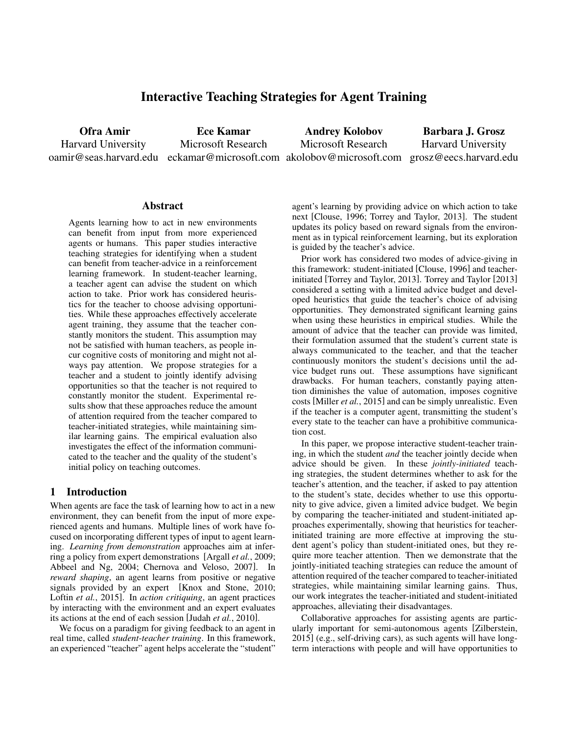# Interactive Teaching Strategies for Agent Training

**Ofra Amir** Harvard University oamir@seas.harvard.edu

**Ece Kamar** Microsoft Research eckamar@microsoft.com

**Andrey Kolobov** Microsoft Research akolobov@microsoft.com

**Barbara J. Grosz** Harvard University grosz@eecs.harvard.edu

## Abstract

Agents learning how to act in new environments can benefit from input from more experienced agents or humans. This paper studies interactive teaching strategies for identifying when a student can benefit from teacher-advice in a reinforcement learning framework. In student-teacher learning, a teacher agent can advise the student on which action to take. Prior work has considered heuristics for the teacher to choose advising opportunities. While these approaches effectively accelerate agent training, they assume that the teacher constantly monitors the student. This assumption may not be satisfied with human teachers, as people incur cognitive costs of monitoring and might not always pay attention. We propose strategies for a teacher and a student to jointly identify advising opportunities so that the teacher is not required to constantly monitor the student. Experimental results show that these approaches reduce the amount of attention required from the teacher compared to teacher-initiated strategies, while maintaining similar learning gains. The empirical evaluation also investigates the effect of the information communicated to the teacher and the quality of the student's initial policy on teaching outcomes.

## 1 Introduction

When agents are face the task of learning how to act in a new environment, they can benefit from the input of more experienced agents and humans. Multiple lines of work have focused on incorporating different types of input to agent learning. *Learning from demonstration* approaches aim at inferring a policy from expert demonstrations [Argall *et al.*, 2009; Abbeel and Ng, 2004; Chernova and Veloso, 2007]. In *reward shaping*, an agent learns from positive or negative signals provided by an expert [Knox and Stone, 2010; Loftin *et al.*, 2015]. In *action critiquing*, an agent practices by interacting with the environment and an expert evaluates its actions at the end of each session [Judah *et al.*, 2010].

We focus on a paradigm for giving feedback to an agent in real time, called *student-teacher training*. In this framework, an experienced "teacher" agent helps accelerate the "student" agent's learning by providing advice on which action to take next [Clouse, 1996; Torrey and Taylor, 2013]. The student updates its policy based on reward signals from the environment as in typical reinforcement learning, but its exploration is guided by the teacher's advice.

Prior work has considered two modes of advice-giving in this framework: student-initiated [Clouse, 1996] and teacher-initiated [Torrey and Taylor, 2013]. Torrey and Taylor [2013] considered a setting with a limited advice budget and developed heuristics that guide the teacher's choice of advising opportunities. They demonstrated significant learning gains when using these heuristics in empirical studies. While the amount of advice that the teacher can provide was limited, their formulation assumed that the student's current state is always communicated to the teacher, and that the teacher continuously monitors the student's decisions until the advice budget runs out. These assumptions have significant drawbacks. For human teachers, constantly paying attention diminishes the value of automation, imposes cognitive costs [Miller *et al.*, 2015] and can be simply unrealistic. Even if the teacher is a computer agent, transmitting the student's every state to the teacher can have a prohibitive communication cost.

In this paper, we propose interactive student-teacher training, in which the student *and* the teacher jointly decide when advice should be given. In these *jointly-initiated* teaching strategies, the student determines whether to ask for the teacher's attention, and the teacher, if asked to pay attention to the student's state, decides whether to use this opportunity to give advice, given a limited advice budget. We begin by comparing the teacher-initiated and student-initiated approaches experimentally, showing that heuristics for teacher-initiated training are more effective at improving the student agent's policy than student-initiated ones, but they require more teacher attention. Then we demonstrate that the jointly-initiated teaching strategies can reduce the amount of attention required of the teacher compared to teacher-initiated strategies, while maintaining similar learning gains. Thus, our work integrates the teacher-initiated and student-initiated approaches, alleviating their disadvantages.

Collaborative approaches for assisting agents are particularly important for semi-autonomous agents [Zilberstein, 2015] (e.g., self-driving cars), as such agents will have long-term interactions with people and will have opportunities to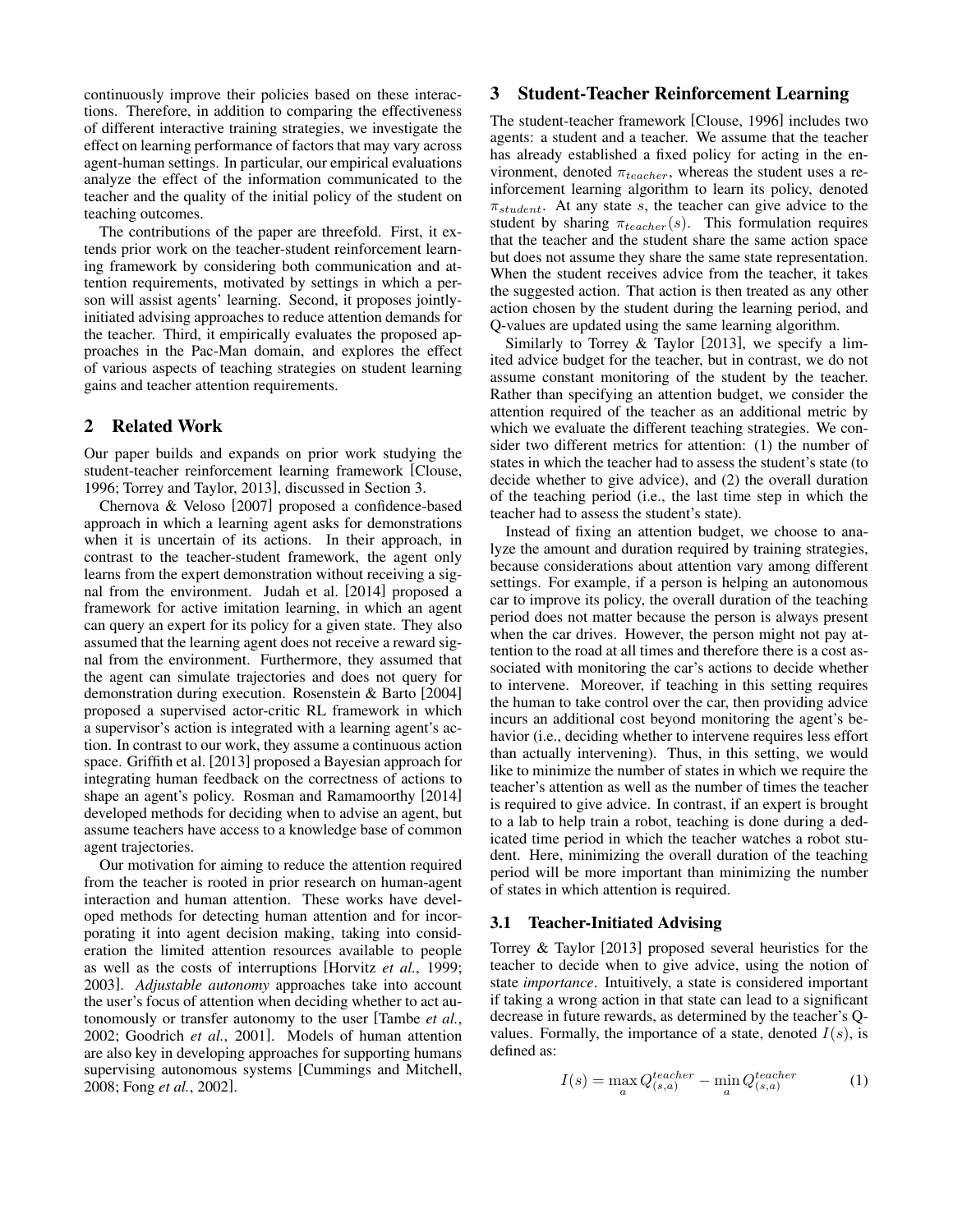continuously improve their policies based on these interactions. Therefore, in addition to comparing the effectiveness of different interactive training strategies, we investigate the effect on learning performance of factors that may vary across agent-human settings. In particular, our empirical evaluations analyze the effect of the information communicated to the teacher and the quality of the initial policy of the student on teaching outcomes.

The contributions of the paper are threefold. First, it extends prior work on the teacher-student reinforcement learning framework by considering both communication and attention requirements, motivated by settings in which a person will assist agents' learning. Second, it proposes jointly-initiated advising approaches to reduce attention demands for the teacher. Third, it empirically evaluates the proposed approaches in the Pac-Man domain, and explores the effect of various aspects of teaching strategies on student learning gains and teacher attention requirements.

## 2 Related Work

Our paper builds and expands on prior work studying the student-teacher reinforcement learning framework [Clouse, 1996; Torrey and Taylor, 2013], discussed in Section 3.

Chernova & Veloso [2007] proposed a confidence-based approach in which a learning agent asks for demonstrations when it is uncertain of its actions. In their approach, in contrast to the teacher-student framework, the agent only learns from the expert demonstration without receiving a signal from the environment. Judah et al. [2014] proposed a framework for active imitation learning, in which an agent can query an expert for its policy for a given state. They also assumed that the learning agent does not receive a reward signal from the environment. Furthermore, they assumed that the agent can simulate trajectories and does not query for demonstration during execution. Rosenstein & Barto [2004] proposed a supervised actor-critic RL framework in which a supervisor's action is integrated with a learning agent's action. In contrast to our work, they assume a continuous action space. Griffith et al. [2013] proposed a Bayesian approach for integrating human feedback on the correctness of actions to shape an agent's policy. Rosman and Ramamoorthy [2014] developed methods for deciding when to advise an agent, but assume teachers have access to a knowledge base of common agent trajectories.

Our motivation for aiming to reduce the attention required from the teacher is rooted in prior research on human-agent interaction and human attention. These works have developed methods for detecting human attention and for incorporating it into agent decision making, taking into consideration the limited attention resources available to people as well as the costs of interruptions [Horvitz *et al.*, 1999; 2003]. *Adjustable autonomy* approaches take into account the user's focus of attention when deciding whether to act autonomously or transfer autonomy to the user [Tambe *et al.*, 2002; Goodrich *et al.*, 2001]. Models of human attention are also key in developing approaches for supporting humans supervising autonomous systems [Cummings and Mitchell, 2008; Fong *et al.*, 2002].

## 3 Student-Teacher Reinforcement Learning

The student-teacher framework [Clouse, 1996] includes two agents: a student and a teacher. We assume that the teacher has already established a fixed policy for acting in the environment, denoted $\pi_{teacher}$, whereas the student uses a reinforcement learning algorithm to learn its policy, denoted $\pi_{student}$. At any state $s$, the teacher can give advice to the student by sharing $\pi_{teacher}(s)$. This formulation requires that the teacher and the student share the same action space but does not assume they share the same state representation. When the student receives advice from the teacher, it takes the suggested action. That action is then treated as any other action chosen by the student during the learning period, and Q-values are updated using the same learning algorithm.

Similarly to Torrey & Taylor [2013], we specify a limited advice budget for the teacher, but in contrast, we do not assume constant monitoring of the student by the teacher. Rather than specifying an attention budget, we consider the attention required of the teacher as an additional metric by which we evaluate the different teaching strategies. We consider two different metrics for attention: (1) the number of states in which the teacher had to assess the student's state (to decide whether to give advice), and (2) the overall duration of the teaching period (i.e., the last time step in which the teacher had to assess the student's state).

Instead of fixing an attention budget, we choose to analyze the amount and duration required by training strategies, because considerations about attention vary among different settings. For example, if a person is helping an autonomous car to improve its policy, the overall duration of the teaching period does not matter because the person is always present when the car drives. However, the person might not pay attention to the road at all times and therefore there is a cost associated with monitoring the car's actions to decide whether to intervene. Moreover, if teaching in this setting requires the human to take control over the car, then providing advice incurs an additional cost beyond monitoring the agent's behavior (i.e., deciding whether to intervene requires less effort than actually intervening). Thus, in this setting, we would like to minimize the number of states in which we require the teacher's attention as well as the number of times the teacher is required to give advice. In contrast, if an expert is brought to a lab to help train a robot, teaching is done during a dedicated time period in which the teacher watches a robot student. Here, minimizing the overall duration of the teaching period will be more important than minimizing the number of states in which attention is required.

### 3.1 Teacher-Initiated Advising

Torrey & Taylor [2013] proposed several heuristics for the teacher to decide when to give advice, using the notion of state *importance*. Intuitively, a state is considered important if taking a wrong action in that state can lead to a significant decrease in future rewards, as determined by the teacher's Q-values. Formally, the importance of a state, denoted $I(s)$, is defined as:

$$I(s) = \max_a Q^{teacher}_{(s,a)} - \min_a Q^{teacher}_{(s,a)} \qquad (1)$$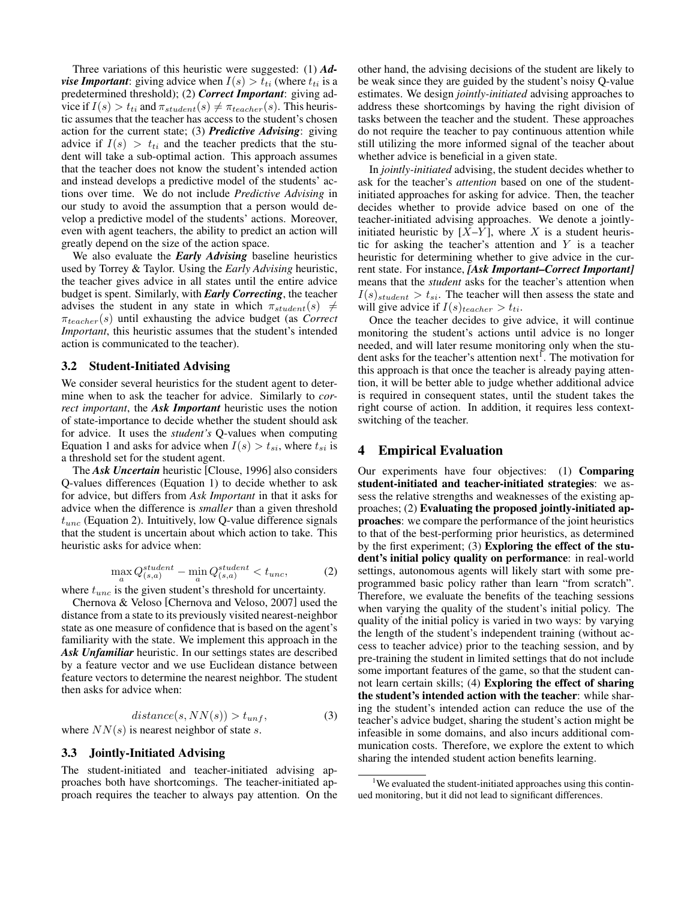Three variations of this heuristic were suggested: (1) ***Advise Important***: giving advice when $I(s) > t_{ti}$ (where $t_{ti}$ is a predetermined threshold); (2) ***Correct Important***: giving advice if $I(s) > t_{ti}$ and $\pi_{student}(s) \neq \pi_{teacher}(s)$. This heuristic assumes that the teacher has access to the student's chosen action for the current state; (3) ***Predictive Advising***: giving advice if $I(s) > t_{ti}$ and the teacher predicts that the student will take a sub-optimal action. This approach assumes that the teacher does not know the student's intended action and instead develops a predictive model of the students' actions over time. We do not include *Predictive Advising* in our study to avoid the assumption that a person would develop a predictive model of the students' actions. Moreover, even with agent teachers, the ability to predict an action will greatly depend on the size of the action space.

We also evaluate the ***Early Advising*** baseline heuristics used by Torrey & Taylor. Using the *Early Advising* heuristic, the teacher gives advice in all states until the entire advice budget is spent. Similarly, with ***Early Correcting***, the teacher advises the student in any state in which $\pi_{student}(s) \neq \pi_{teacher}(s)$ until exhausting the advice budget (as *Correct Important*, this heuristic assumes that the student's intended action is communicated to the teacher).

### 3.2 Student-Initiated Advising

We consider several heuristics for the student agent to determine when to ask the teacher for advice. Similarly to *correct important*, the ***Ask Important*** heuristic uses the notion of state-importance to decide whether the student should ask for advice. It uses the *student's* Q-values when computing Equation 1 and asks for advice when $I(s) > t_{si}$, where $t_{si}$ is a threshold set for the student agent.

The ***Ask Uncertain*** heuristic [Clouse, 1996] also considers Q-values differences (Equation 1) to decide whether to ask for advice, but differs from *Ask Important* in that it asks for advice when the difference is *smaller* than a given threshold $t_{unc}$ (Equation 2). Intuitively, low Q-value difference signals that the student is uncertain about which action to take. This heuristic asks for advice when:

$$\max_a Q^{student}_{(s,a)} - \min_a Q^{student}_{(s,a)} < t_{unc}, \tag{2}$$

where $t_{unc}$ is the given student's threshold for uncertainty.

Chernova & Veloso [Chernova and Veloso, 2007] used the distance from a state to its previously visited nearest-neighbor state as one measure of confidence that is based on the agent's familiarity with the state. We implement this approach in the ***Ask Unfamiliar*** heuristic. In our settings states are described by a feature vector and we use Euclidean distance between feature vectors to determine the nearest neighbor. The student then asks for advice when:

$$distance(s, NN(s)) > t_{unf}, \tag{3}$$

where $NN(s)$ is nearest neighbor of state $s$.

### 3.3 Jointly-Initiated Advising

The student-initiated and teacher-initiated advising approaches both have shortcomings. The teacher-initiated approach requires the teacher to always pay attention. On the other hand, the advising decisions of the student are likely to be weak since they are guided by the student's noisy Q-value estimates. We design *jointly-initiated* advising approaches to address these shortcomings by having the right division of tasks between the teacher and the student. These approaches do not require the teacher to pay continuous attention while still utilizing the more informed signal of the teacher about whether advice is beneficial in a given state.

In *jointly-initiated* advising, the student decides whether to ask for the teacher's *attention* based on one of the student-initiated approaches for asking for advice. Then, the teacher decides whether to provide advice based on one of the teacher-initiated advising approaches. We denote a jointly-initiated heuristic by $[X\text{–}Y]$, where $X$ is a student heuristic for asking the teacher's attention and $Y$ is a teacher heuristic for determining whether to give advice in the current state. For instance, ***[Ask Important–Correct Important]*** means that the *student* asks for the teacher's attention when $I(s)_{student} > t_{si}$. The teacher will then assess the state and will give advice if $I(s)_{teacher} > t_{ti}$.

Once the teacher decides to give advice, it will continue monitoring the student's actions until advice is no longer needed, and will later resume monitoring only when the student asks for the teacher's attention next[1]. The motivation for this approach is that once the teacher is already paying attention, it will be better able to judge whether additional advice is required in consequent states, until the student takes the right course of action. In addition, it requires less context-switching of the teacher.

## 4 Empirical Evaluation

Our experiments have four objectives: (1) **Comparing student-initiated and teacher-initiated strategies**: we assess the relative strengths and weaknesses of the existing approaches; (2) **Evaluating the proposed jointly-initiated approaches**: we compare the performance of the joint heuristics to that of the best-performing prior heuristics, as determined by the first experiment; (3) **Exploring the effect of the student's initial policy quality on performance**: in real-world settings, autonomous agents will likely start with some pre-programmed basic policy rather than learn "from scratch". Therefore, we evaluate the benefits of the teaching sessions when varying the quality of the student's initial policy. The quality of the initial policy is varied in two ways: by varying the length of the student's independent training (without access to teacher advice) prior to the teaching session, and by pre-training the student in limited settings that do not include some important features of the game, so that the student cannot learn certain skills; (4) **Exploring the effect of sharing the student's intended action with the teacher**: while sharing the student's intended action can reduce the use of the teacher's advice budget, sharing the student's action might be infeasible in some domains, and also incurs additional communication costs. Therefore, we explore the extent to which sharing the intended student action benefits learning.

[1] We evaluated the student-initiated approaches using this continued monitoring, but it did not lead to significant differences.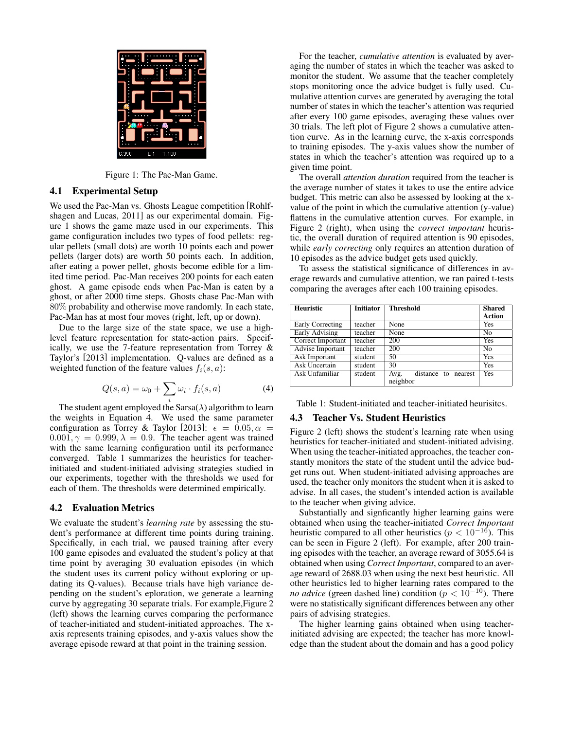Figure 1: The Pac-Man Game.

### 4.1 Experimental Setup

We used the Pac-Man vs. Ghosts League competition [Rohlfshagen and Lucas, 2011] as our experimental domain. Figure 1 shows the game maze used in our experiments. This game configuration includes two types of food pellets: regular pellets (small dots) are worth 10 points each and power pellets (larger dots) are worth 50 points each. In addition, after eating a power pellet, ghosts become edible for a limited time period. Pac-Man receives 200 points for each eaten ghost. A game episode ends when Pac-Man is eaten by a ghost, or after 2000 time steps. Ghosts chase Pac-Man with $80\%$ probability and otherwise move randomly. In each state, Pac-Man has at most four moves (right, left, up or down).

Due to the large size of the state space, we use a high-level feature representation for state-action pairs. Specifically, we use the 7-feature representation from Torrey & Taylor's [2013] implementation. Q-values are defined as a weighted function of the feature values $f_i(s, a)$:

$$Q(s, a) = \omega_0 + \sum_i \omega_i \cdot f_i(s, a) \tag{4}$$

The student agent employed the Sarsa($\lambda$) algorithm to learn the weights in Equation 4. We used the same parameter configuration as Torrey & Taylor [2013]: $\epsilon = 0.05, \alpha = 0.001, \gamma = 0.999, \lambda = 0.9$. The teacher agent was trained with the same learning configuration until its performance converged. Table 1 summarizes the heuristics for teacher-initiated and student-initiated advising strategies studied in our experiments, together with the thresholds we used for each of them. The thresholds were determined empirically.

### 4.2 Evaluation Metrics

We evaluate the student's *learning rate* by assessing the student's performance at different time points during training. Specifically, in each trial, we paused training after every 100 game episodes and evaluated the student's policy at that time point by averaging 30 evaluation episodes (in which the student uses its current policy without exploring or updating its Q-values). Because trials have high variance depending on the student's eploration, we generate a learning curve by aggregating 30 separate trials. For example,Figure 2 (left) shows the learning curves comparing the performance of teacher-initiated and student-initiated approaches. The x-axis represents training episodes, and y-axis values show the average episode reward at that point in the training session.

For the teacher, *cumulative attention* is evaluated by averaging the number of states in which the teacher was asked to monitor the student. We assume that the teacher completely stops monitoring once the advice budget is fully used. Cumulative attention curves are generated by averaging the total number of states in which the teacher's attention was requried after every 100 game episodes, averaging these values over 30 trials. The left plot of Figure 2 shows a cumulative attention curve. As in the learning curve, the x-axis corresponds to training episodes. The y-axis values show the number of states in which the teacher's attention was required up to a given time point.

The overall *attention duration* required from the teacher is the average number of states it takes to use the entire advice budget. This metric can also be assessed by looking at the x-value of the point in which the cumulative attention (y-value) flattens in the cumulative attention curves. For example, in Figure 2 (right), when using the *correct important* heuristic, the overall duration of required attention is 90 episodes, while *early correcting* only requires an attention duration of 10 episodes as the advice budget gets used quickly.

To assess the statistical significance of differences in average rewards and cumulative attention, we ran paired t-tests comparing the averages after each 100 training episodes.

| Heuristic | Initiator | Threshold | Shared Action |
|---|---|---|---|
| Early Correcting | teacher | None | Yes |
| Early Advising | teacher | None | No |
| Correct Important | teacher | 200 | Yes |
| Advise Important | teacher | 200 | No |
| Ask Important | student | 50 | Yes |
| Ask Uncertain | student | 30 | Yes |
| Ask Unfamiliar | student | Avg. distance to nearest neighbor | Yes |

Table 1: Student-initiated and teacher-initiated heurisitcs.

### 4.3 Teacher Vs. Student Heuristics

Figure 2 (left) shows the student's learning rate when using heuristics for teacher-initiated and student-initiated advising. When using the teacher-initiated approaches, the teacher constantly monitors the state of the student until the advice budget runs out. When student-initiated advising approaches are used, the teacher only monitors the student when it is asked to advise. In all cases, the student's intended action is available to the teacher when giving advice.

Substantially and signficantly higher learning gains were obtained when using the teacher-initiated *Correct Important* heuristic compared to all other heuristics ($p < 10^{-16}$). This can be seen in Figure 2 (left). For example, after 200 training episodes with the teacher, an average reward of 3055.64 is obtained when using *Correct Important*, compared to an average reward of 2688.03 when using the next best heuristic. All other heuristics led to higher learning rates compared to the *no advice* (green dashed line) condition ($p < 10^{-10}$). There were no statistically significant differences between any other pairs of advising strategies.

The higher learning gains obtained when using teacher-initiated advising are expected; the teacher has more knowledge than the student about the domain and has a good policy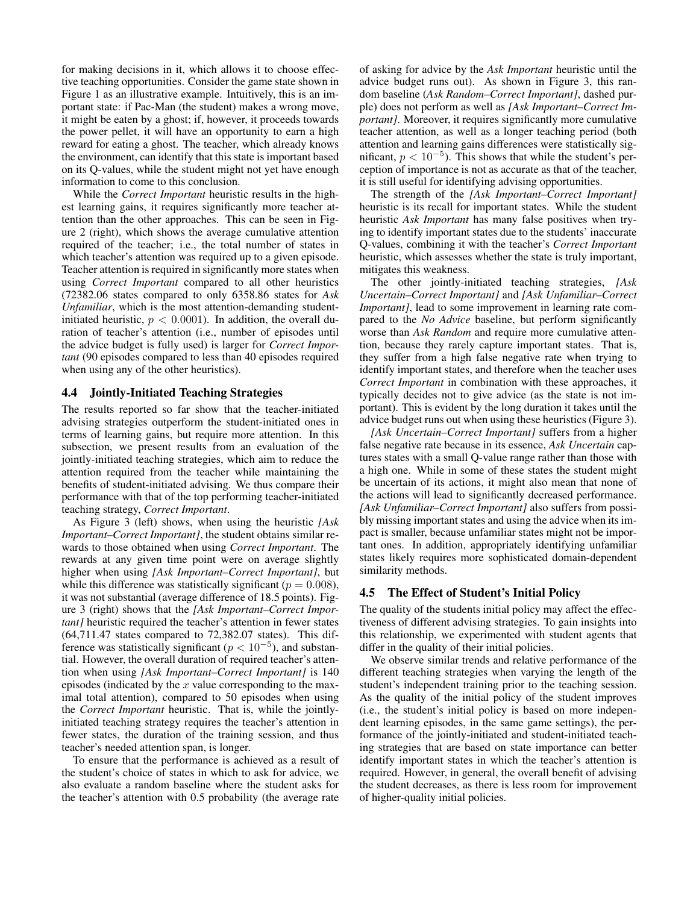for making decisions in it, which allows it to choose effective teaching opportunities. Consider the game state shown in Figure 1 as an illustrative example. Intuitively, this is an important state: if Pac-Man (the student) makes a wrong move, it might be eaten by a ghost; if, however, it proceeds towards the power pellet, it will have an opportunity to earn a high reward for eating a ghost. The teacher, which already knows the environment, can identify that this state is important based on its Q-values, while the student might not yet have enough information to come to this conclusion.

While the *Correct Important* heuristic results in the highest learning gains, it requires significantly more teacher attention than the other approaches. This can be seen in Figure 2 (right), which shows the average cumulative attention required of the teacher; i.e., the total number of states in which teacher's attention was required up to a given episode. Teacher attention is required in significantly more states when using *Correct Important* compared to all other heuristics (72382.06 states compared to only 6358.86 states for *Ask Unfamiliar*, which is the most attention-demanding student-initiated heuristic, $p < 0.0001$). In addition, the overall duration of teacher's attention (i.e., number of episodes until the advice budget is fully used) is larger for *Correct Important* (90 episodes compared to less than 40 episodes required when using any of the other heuristics).

### 4.4 Jointly-Initiated Teaching Strategies

The results reported so far show that the teacher-initiated advising strategies outperform the student-initiated ones in terms of learning gains, but require more attention. In this subsection, we present results from an evaluation of the jointly-initiated teaching strategies, which aim to reduce the attention required from the teacher while maintaining the benefits of student-initiated advising. We thus compare their performance with that of the top performing teacher-initiated teaching strategy, *Correct Important*.

As Figure 3 (left) shows, when using the heuristic *[Ask Important–Correct Important]*, the student obtains similar rewards to those obtained when using *Correct Important*. The rewards at any given time point were on average slightly higher when using *[Ask Important–Correct Important]*, but while this difference was statistically significant ($p = 0.008$), it was not substantial (average difference of 18.5 points). Figure 3 (right) shows that the *[Ask Important–Correct Important]* heuristic required the teacher's attention in fewer states (64,711.47 states compared to 72,382.07 states). This difference was statistically significant ($p < 10^{-5}$), and substantial. However, the overall duration of required teacher's attention when using *[Ask Important–Correct Important]* is 140 episodes (indicated by the $x$ value corresponding to the maximal total attention), compared to 50 episodes when using the *Correct Important* heuristic. That is, while the jointly-initiated teaching strategy requires the teacher's attention in fewer states, the duration of the training session, and thus teacher's needed attention span, is longer.

To ensure that the performance is achieved as a result of the student's choice of states in which to ask for advice, we also evaluate a random baseline where the student asks for the teacher's attention with 0.5 probability (the average rate of asking for advice by the *Ask Important* heuristic until the advice budget runs out). As shown in Figure 3, this random baseline (*Ask Random–Correct Important]*, dashed purple) does not perform as well as *[Ask Important–Correct Important]*. Moreover, it requires significantly more cumulative teacher attention, as well as a longer teaching period (both attention and learning gains differences were statistically significant, $p < 10^{-5}$). This shows that while the student's perception of importance is not as accurate as that of the teacher, it is still useful for identifying advising opportunities.

The strength of the *[Ask Important–Correct Important]* heuristic is its recall for important states. While the student heuristic *Ask Important* has many false positives when trying to identify important states due to the students' inaccurate Q-values, combining it with the teacher's *Correct Important* heuristic, which assesses whether the state is truly important, mitigates this weakness.

The other jointly-initiated teaching strategies, *[Ask Uncertain–Correct Important]* and *[Ask Unfamiliar–Correct Important]*, lead to some improvement in learning rate compared to the *No Advice* baseline, but perform significantly worse than *Ask Random* and require more cumulative attention, because they rarely capture important states. That is, they suffer from a high false negative rate when trying to identify important states, and therefore when the teacher uses *Correct Important* in combination with these approaches, it typically decides not to give advice (as the state is not important). This is evident by the long duration it takes until the advice budget runs out when using these heuristics (Figure 3).

*[Ask Uncertain–Correct Important]* suffers from a higher false negative rate because in its essence, *Ask Uncertain* captures states with a small Q-value range rather than those with a high one. While in some of these states the student might be uncertain of its actions, it might also mean that none of the actions will lead to significantly decreased performance. *[Ask Unfamiliar–Correct Important]* also suffers from possibly missing important states and using the advice when its impact is smaller, because unfamiliar states might not be important ones. In addition, appropriately identifying unfamiliar states likely requires more sophisticated domain-dependent similarity methods.

### 4.5 The Effect of Student's Initial Policy

The quality of the students initial policy may affect the effectiveness of different advising strategies. To gain insights into this relationship, we experimented with student agents that differ in the quality of their initial policies.

We observe similar trends and relative performance of the different teaching strategies when varying the length of the student's independent training prior to the teaching session. As the quality of the initial policy of the student improves (i.e., the student's initial policy is based on more independent learning episodes, in the same game settings), the performance of the jointly-initiated and student-initiated teaching strategies that are based on state importance can better identify important states in which the teacher's attention is required. However, in general, the overall benefit of advising the student decreases, as there is less room for improvement of higher-quality initial policies.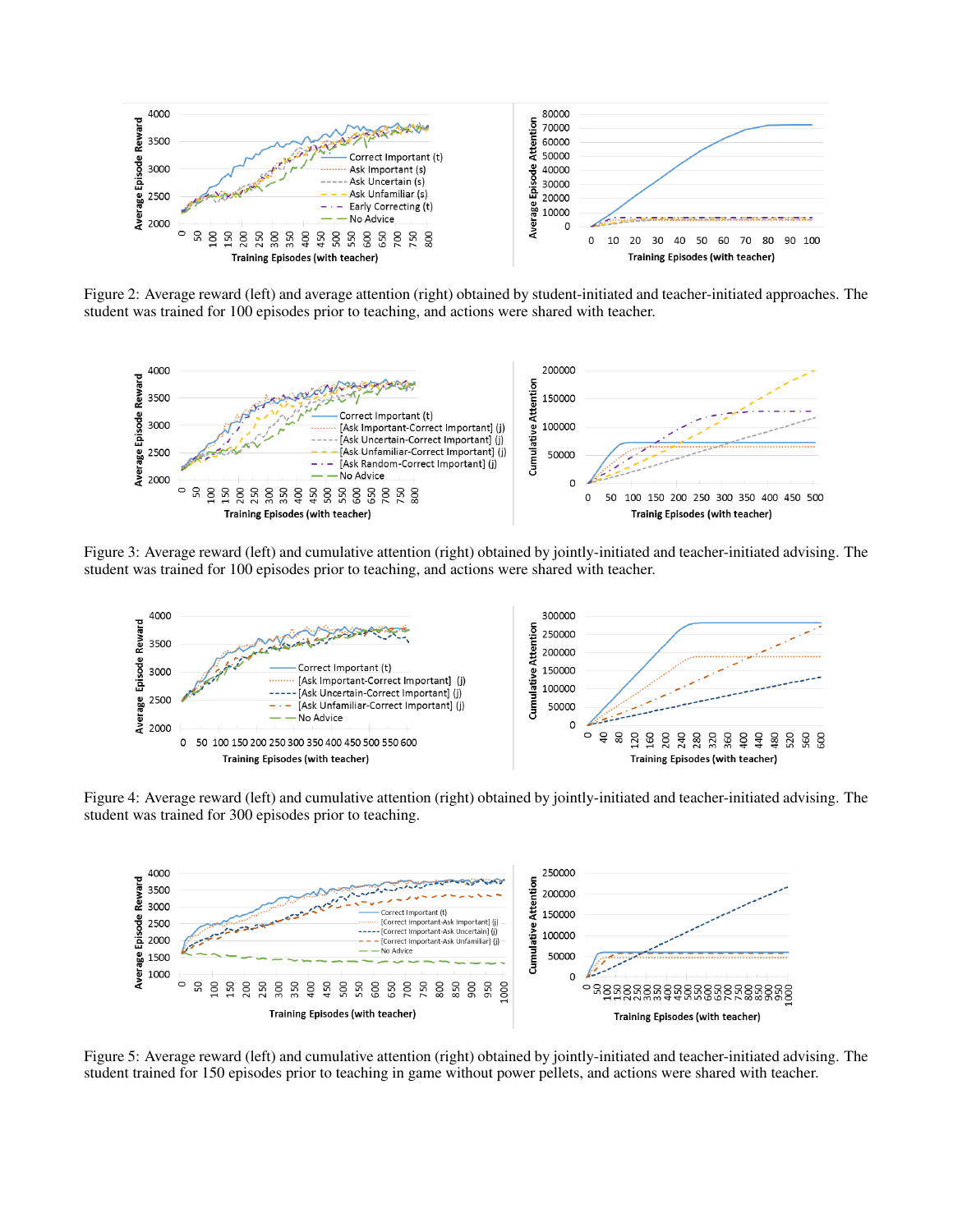Figure 2: Average reward (left) and average attention (right) obtained by student-initiated and teacher-initiated approaches. The student was trained for 100 episodes prior to teaching, and actions were shared with teacher.

Figure 3: Average reward (left) and cumulative attention (right) obtained by jointly-initiated and teacher-initiated advising. The student was trained for 100 episodes prior to teaching, and actions were shared with teacher.

Figure 4: Average reward (left) and cumulative attention (right) obtained by jointly-initiated and teacher-initiated advising. The student was trained for 300 episodes prior to teaching.

Figure 5: Average reward (left) and cumulative attention (right) obtained by jointly-initiated and teacher-initiated advising. The student trained for 150 episodes prior to teaching in game without power pellets, and actions were shared with teacher.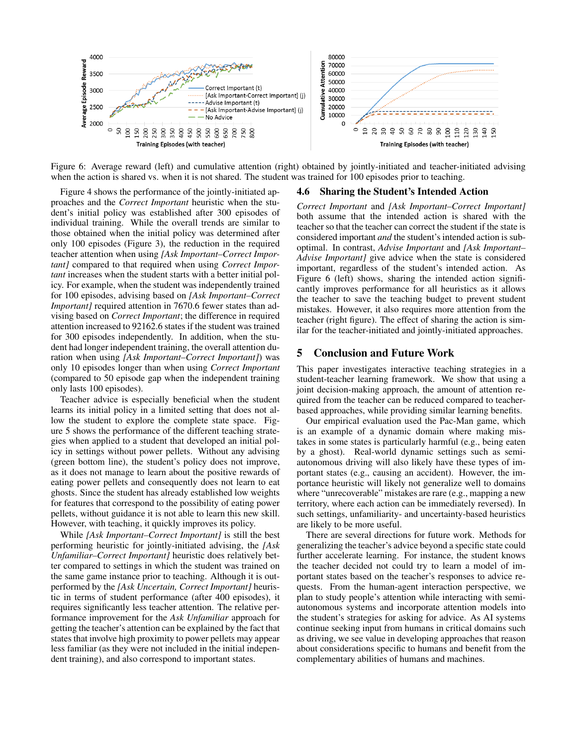Figure 6: Average reward (left) and cumulative attention (right) obtained by jointly-initiated and teacher-initiated advising when the action is shared vs. when it is not shared. The student was trained for 100 episodes prior to teaching.

Figure 4 shows the performance of the jointly-initiated approaches and the *Correct Important* heuristic when the student's initial policy was established after 300 episodes of individual training. While the overall trends are similar to those obtained when the initial policy was determined after only 100 episodes (Figure 3), the reduction in the required teacher attention when using *[Ask Important–Correct Important]* compared to that required when using *Correct Important* increases when the student starts with a better initial policy. For example, when the student was independently trained for 100 episodes, advising based on *[Ask Important–Correct Important]* required attention in 7670.6 fewer states than advising based on *Correct Important*; the difference in required attention increased to 92162.6 states if the student was trained for 300 episodes independently. In addition, when the student had longer independent training, the overall attention duration when using *[Ask Important–Correct Important]*) was only 10 episodes longer than when using *Correct Important* (compared to 50 episode gap when the independent training only lasts 100 episodes).

Teacher advice is especially beneficial when the student learns its initial policy in a limited setting that does not allow the student to explore the complete state space. Figure 5 shows the performance of the different teaching strategies when applied to a student that developed an initial policy in settings without power pellets. Without any advising (green bottom line), the student's policy does not improve, as it does not manage to learn about the positive rewards of eating power pellets and consequently does not learn to eat ghosts. Since the student has already established low weights for features that correspond to the possibility of eating power pellets, without guidance it is not able to learn this new skill. However, with teaching, it quickly improves its policy.

While *[Ask Important–Correct Important]* is still the best performing heuristic for jointly-initiated advising, the *[Ask Unfamiliar–Correct Important]* heuristic does relatively better compared to settings in which the student was trained on the same game instance prior to teaching. Although it is outperformed by the *[Ask Uncertain, Correct Important]* heuristic in terms of student performance (after 400 episodes), it requires significantly less teacher attention. The relative performance improvement for the *Ask Unfamiliar* approach for getting the teacher's attention can be explained by the fact that states that involve high proximity to power pellets may appear less familiar (as they were not included in the initial independent training), and also correspond to important states.

### 4.6 Sharing the Student's Intended Action

*Correct Important* and *[Ask Important–Correct Important]* both assume that the intended action is shared with the teacher so that the teacher can correct the student if the state is considered important *and* the student's intended action is suboptimal. In contrast, *Advise Important* and *[Ask Important–Advise Important]* give advice when the state is considered important, regardless of the student's intended action. As Figure 6 (left) shows, sharing the intended action significantly improves performance for all heuristics as it allows the teacher to save the teaching budget to prevent student mistakes. However, it also requires more attention from the teacher (right figure). The effect of sharing the action is similar for the teacher-initiated and jointly-initiated approaches.

## 5 Conclusion and Future Work

This paper investigates interactive teaching strategies in a student-teacher learning framework. We show that using a joint decision-making approach, the amount of attention required from the teacher can be reduced compared to teacher-based approaches, while providing similar learning benefits.

Our empirical evaluation used the Pac-Man game, which is an example of a dynamic domain where making mistakes in some states is particularly harmful (e.g., being eaten by a ghost). Real-world dynamic settings such as semi-autonomous driving will also likely have these types of important states (e.g., causing an accident). However, the importance heuristic will likely not generalize well to domains where "unrecoverable" mistakes are rare (e.g., mapping a new territory, where each action can be immediately reversed). In such settings, unfamiliarity- and uncertainty-based heuristics are likely to be more useful.

There are several directions for future work. Methods for generalizing the teacher's advice beyond a specific state could further accelerate learning. For instance, the student knows the teacher decided not could try to learn a model of important states based on the teacher's responses to advice requests. From the human-agent interaction perspective, we plan to study people's attention while interacting with semi-autonomous systems and incorporate attention models into the student's strategies for asking for advice. As AI systems continue seeking input from humans in critical domains such as driving, we see value in developing approaches that reason about considerations specific to humans and benefit from the complementary abilities of humans and machines.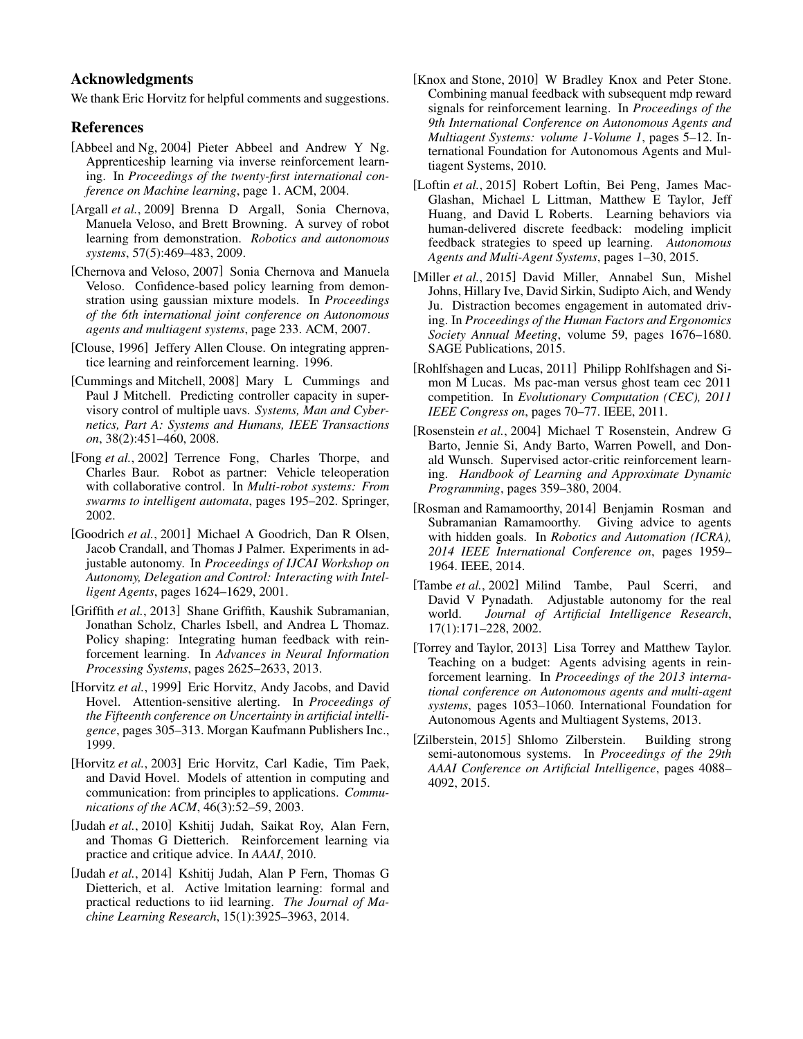## Acknowledgments

We thank Eric Horvitz for helpful comments and suggestions.

## References

[Abbeel and Ng, 2004] Pieter Abbeel and Andrew Y Ng. Apprenticeship learning via inverse reinforcement learning. In *Proceedings of the twenty-first international conference on Machine learning*, page 1. ACM, 2004.

[Argall *et al.*, 2009] Brenna D Argall, Sonia Chernova, Manuela Veloso, and Brett Browning. A survey of robot learning from demonstration. *Robotics and autonomous systems*, 57(5):469–483, 2009.

[Chernova and Veloso, 2007] Sonia Chernova and Manuela Veloso. Confidence-based policy learning from demonstration using gaussian mixture models. In *Proceedings of the 6th international joint conference on Autonomous agents and multiagent systems*, page 233. ACM, 2007.

[Clouse, 1996] Jeffery Allen Clouse. On integrating apprentice learning and reinforcement learning. 1996.

[Cummings and Mitchell, 2008] Mary L Cummings and Paul J Mitchell. Predicting controller capacity in supervisory control of multiple uavs. *Systems, Man and Cybernetics, Part A: Systems and Humans, IEEE Transactions on*, 38(2):451–460, 2008.

[Fong *et al.*, 2002] Terrence Fong, Charles Thorpe, and Charles Baur. Robot as partner: Vehicle teleoperation with collaborative control. In *Multi-robot systems: From swarms to intelligent automata*, pages 195–202. Springer, 2002.

[Goodrich *et al.*, 2001] Michael A Goodrich, Dan R Olsen, Jacob Crandall, and Thomas J Palmer. Experiments in adjustable autonomy. In *Proceedings of IJCAI Workshop on Autonomy, Delegation and Control: Interacting with Intelligent Agents*, pages 1624–1629, 2001.

[Griffith *et al.*, 2013] Shane Griffith, Kaushik Subramanian, Jonathan Scholz, Charles Isbell, and Andrea L Thomaz. Policy shaping: Integrating human feedback with reinforcement learning. In *Advances in Neural Information Processing Systems*, pages 2625–2633, 2013.

[Horvitz *et al.*, 1999] Eric Horvitz, Andy Jacobs, and David Hovel. Attention-sensitive alerting. In *Proceedings of the Fifteenth conference on Uncertainty in artificial intelligence*, pages 305–313. Morgan Kaufmann Publishers Inc., 1999.

[Horvitz *et al.*, 2003] Eric Horvitz, Carl Kadie, Tim Paek, and David Hovel. Models of attention in computing and communication: from principles to applications. *Communications of the ACM*, 46(3):52–59, 2003.

[Judah *et al.*, 2010] Kshitij Judah, Saikat Roy, Alan Fern, and Thomas G Dietterich. Reinforcement learning via practice and critique advice. In *AAAI*, 2010.

[Judah *et al.*, 2014] Kshitij Judah, Alan P Fern, Thomas G Dietterich, et al. Active lmitation learning: formal and practical reductions to iid learning. *The Journal of Machine Learning Research*, 15(1):3925–3963, 2014.

[Knox and Stone, 2010] W Bradley Knox and Peter Stone. Combining manual feedback with subsequent mdp reward signals for reinforcement learning. In *Proceedings of the 9th International Conference on Autonomous Agents and Multiagent Systems: volume 1-Volume 1*, pages 5–12. International Foundation for Autonomous Agents and Multiagent Systems, 2010.

[Loftin *et al.*, 2015] Robert Loftin, Bei Peng, James MacGlashan, Michael L Littman, Matthew E Taylor, Jeff Huang, and David L Roberts. Learning behaviors via human-delivered discrete feedback: modeling implicit feedback strategies to speed up learning. *Autonomous Agents and Multi-Agent Systems*, pages 1–30, 2015.

[Miller *et al.*, 2015] David Miller, Annabel Sun, Mishel Johns, Hillary Ive, David Sirkin, Sudipto Aich, and Wendy Ju. Distraction becomes engagement in automated driving. In *Proceedings of the Human Factors and Ergonomics Society Annual Meeting*, volume 59, pages 1676–1680. SAGE Publications, 2015.

[Rohlfshagen and Lucas, 2011] Philipp Rohlfshagen and Simon M Lucas. Ms pac-man versus ghost team cec 2011 competition. In *Evolutionary Computation (CEC), 2011 IEEE Congress on*, pages 70–77. IEEE, 2011.

[Rosenstein *et al.*, 2004] Michael T Rosenstein, Andrew G Barto, Jennie Si, Andy Barto, Warren Powell, and Donald Wunsch. Supervised actor-critic reinforcement learning. *Handbook of Learning and Approximate Dynamic Programming*, pages 359–380, 2004.

[Rosman and Ramamoorthy, 2014] Benjamin Rosman and Subramanian Ramamoorthy. Giving advice to agents with hidden goals. In *Robotics and Automation (ICRA), 2014 IEEE International Conference on*, pages 1959–1964. IEEE, 2014.

[Tambe *et al.*, 2002] Milind Tambe, Paul Scerri, and David V Pynadath. Adjustable autonomy for the real world. *Journal of Artificial Intelligence Research*, 17(1):171–228, 2002.

[Torrey and Taylor, 2013] Lisa Torrey and Matthew Taylor. Teaching on a budget: Agents advising agents in reinforcement learning. In *Proceedings of the 2013 international conference on Autonomous agents and multi-agent systems*, pages 1053–1060. International Foundation for Autonomous Agents and Multiagent Systems, 2013.

[Zilberstein, 2015] Shlomo Zilberstein. Building strong semi-autonomous systems. In *Proceedings of the 29th AAAI Conference on Artificial Intelligence*, pages 4088–4092, 2015.